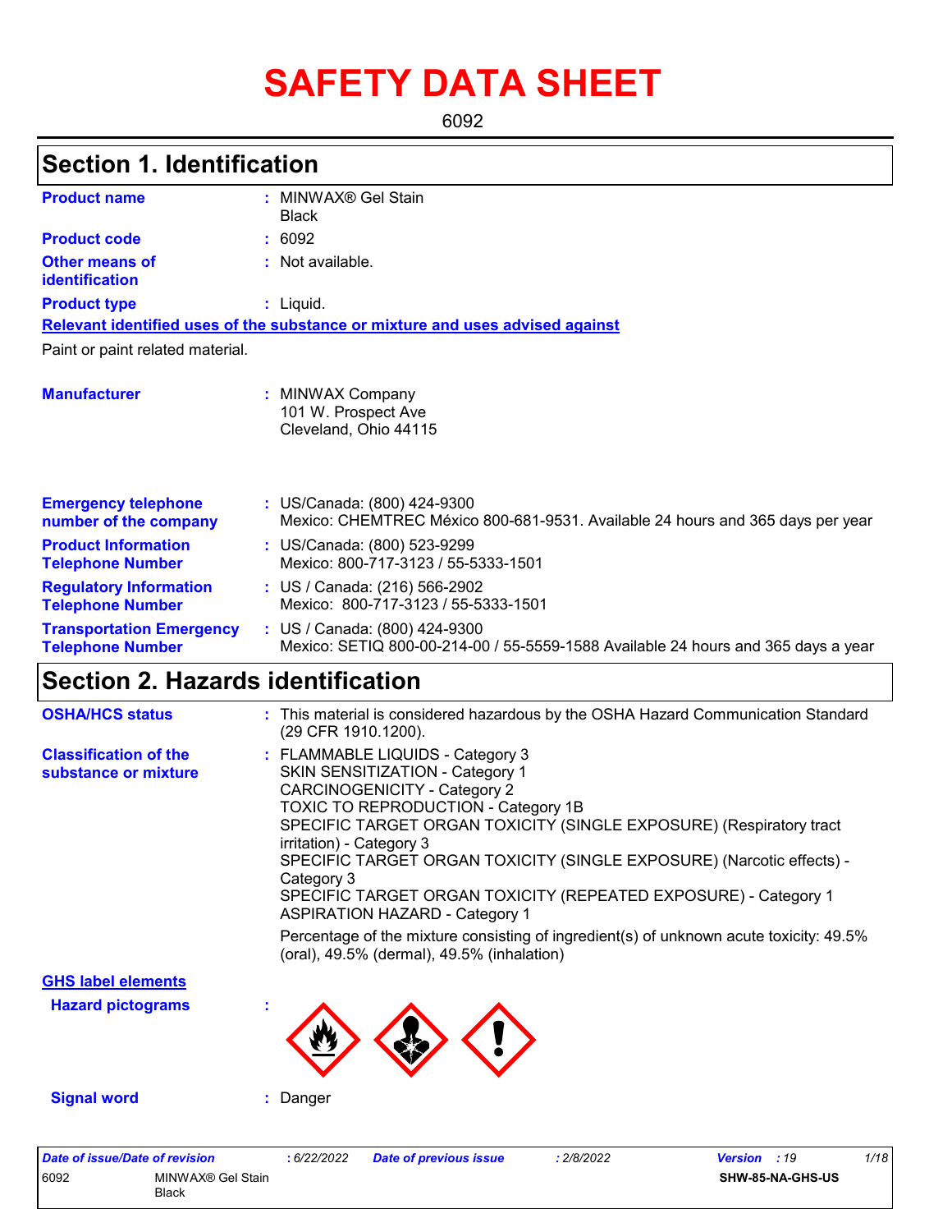# SAFETY DATA SHEET

6092

## Section 1. Identification

| | | |
|---|---|---|
| **Product name** | : | MINWAX® Gel Stain<br>Black |
| **Product code** | : | 6092 |
| **Other means of identification** | : | Not available. |
| **Product type** | : | Liquid. |

**Relevant identified uses of the substance or mixture and uses advised against**

Paint or paint related material.

| | | |
|---|---|---|
| **Manufacturer** | : | MINWAX Company<br>101 W. Prospect Ave<br>Cleveland, Ohio 44115 |
| **Emergency telephone number of the company** | : | US/Canada: (800) 424-9300<br>Mexico: CHEMTREC México 800-681-9531. Available 24 hours and 365 days per year |
| **Product Information Telephone Number** | : | US/Canada: (800) 523-9299<br>Mexico: 800-717-3123 / 55-5333-1501 |
| **Regulatory Information Telephone Number** | : | US / Canada: (216) 566-2902<br>Mexico: 800-717-3123 / 55-5333-1501 |
| **Transportation Emergency Telephone Number** | : | US / Canada: (800) 424-9300<br>Mexico: SETIQ 800-00-214-00 / 55-5559-1588 Available 24 hours and 365 days a year |

## Section 2. Hazards identification

| | | |
|---|---|---|
| **OSHA/HCS status** | : | This material is considered hazardous by the OSHA Hazard Communication Standard (29 CFR 1910.1200). |
| **Classification of the substance or mixture** | : | FLAMMABLE LIQUIDS - Category 3<br>SKIN SENSITIZATION - Category 1<br>CARCINOGENICITY - Category 2<br>TOXIC TO REPRODUCTION - Category 1B<br>SPECIFIC TARGET ORGAN TOXICITY (SINGLE EXPOSURE) (Respiratory tract irritation) - Category 3<br>SPECIFIC TARGET ORGAN TOXICITY (SINGLE EXPOSURE) (Narcotic effects) - Category 3<br>SPECIFIC TARGET ORGAN TOXICITY (REPEATED EXPOSURE) - Category 1<br>ASPIRATION HAZARD - Category 1<br><br>Percentage of the mixture consisting of ingredient(s) of unknown acute toxicity: 49.5% (oral), 49.5% (dermal), 49.5% (inhalation) |

**GHS label elements**

| | | |
|---|---|---|
| **Hazard pictograms** | : | |
| **Signal word** | : | Danger |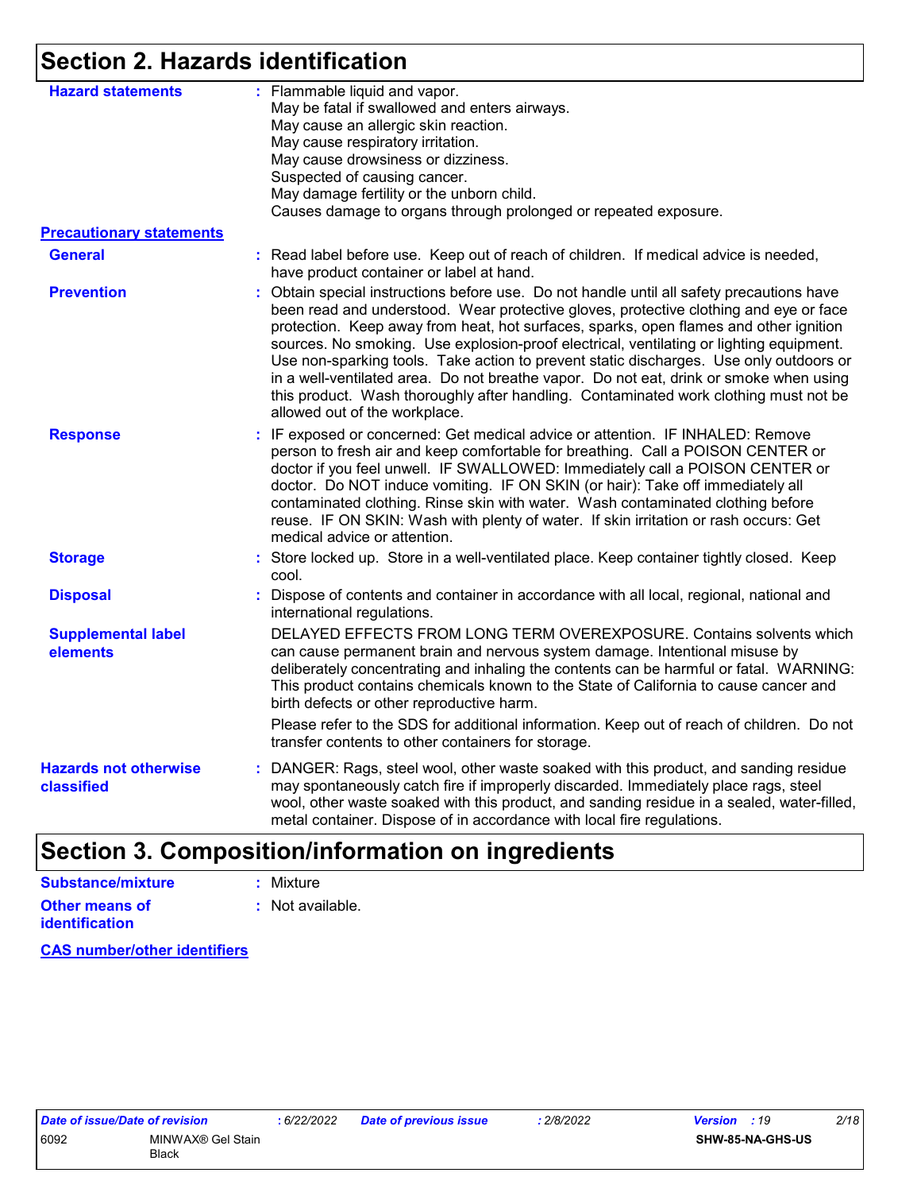## Section 2. Hazards identification

**Hazard statements** : Flammable liquid and vapor.
May be fatal if swallowed and enters airways.
May cause an allergic skin reaction.
May cause respiratory irritation.
May cause drowsiness or dizziness.
Suspected of causing cancer.
May damage fertility or the unborn child.
Causes damage to organs through prolonged or repeated exposure.

**Precautionary statements**

**General** : Read label before use. Keep out of reach of children. If medical advice is needed, have product container or label at hand.

**Prevention** : Obtain special instructions before use. Do not handle until all safety precautions have been read and understood. Wear protective gloves, protective clothing and eye or face protection. Keep away from heat, hot surfaces, sparks, open flames and other ignition sources. No smoking. Use explosion-proof electrical, ventilating or lighting equipment. Use non-sparking tools. Take action to prevent static discharges. Use only outdoors or in a well-ventilated area. Do not breathe vapor. Do not eat, drink or smoke when using this product. Wash thoroughly after handling. Contaminated work clothing must not be allowed out of the workplace.

**Response** : IF exposed or concerned: Get medical advice or attention. IF INHALED: Remove person to fresh air and keep comfortable for breathing. Call a POISON CENTER or doctor if you feel unwell. IF SWALLOWED: Immediately call a POISON CENTER or doctor. Do NOT induce vomiting. IF ON SKIN (or hair): Take off immediately all contaminated clothing. Rinse skin with water. Wash contaminated clothing before reuse. IF ON SKIN: Wash with plenty of water. If skin irritation or rash occurs: Get medical advice or attention.

**Storage** : Store locked up. Store in a well-ventilated place. Keep container tightly closed. Keep cool.

**Disposal** : Dispose of contents and container in accordance with all local, regional, national and international regulations.

**Supplemental label elements**
DELAYED EFFECTS FROM LONG TERM OVEREXPOSURE. Contains solvents which can cause permanent brain and nervous system damage. Intentional misuse by deliberately concentrating and inhaling the contents can be harmful or fatal. WARNING: This product contains chemicals known to the State of California to cause cancer and birth defects or other reproductive harm.

Please refer to the SDS for additional information. Keep out of reach of children. Do not transfer contents to other containers for storage.

**Hazards not otherwise classified** : DANGER: Rags, steel wool, other waste soaked with this product, and sanding residue may spontaneously catch fire if improperly discarded. Immediately place rags, steel wool, other waste soaked with this product, and sanding residue in a sealed, water-filled, metal container. Dispose of in accordance with local fire regulations.

## Section 3. Composition/information on ingredients

**Substance/mixture** : Mixture

**Other means of identification** : Not available.

**CAS number/other identifiers**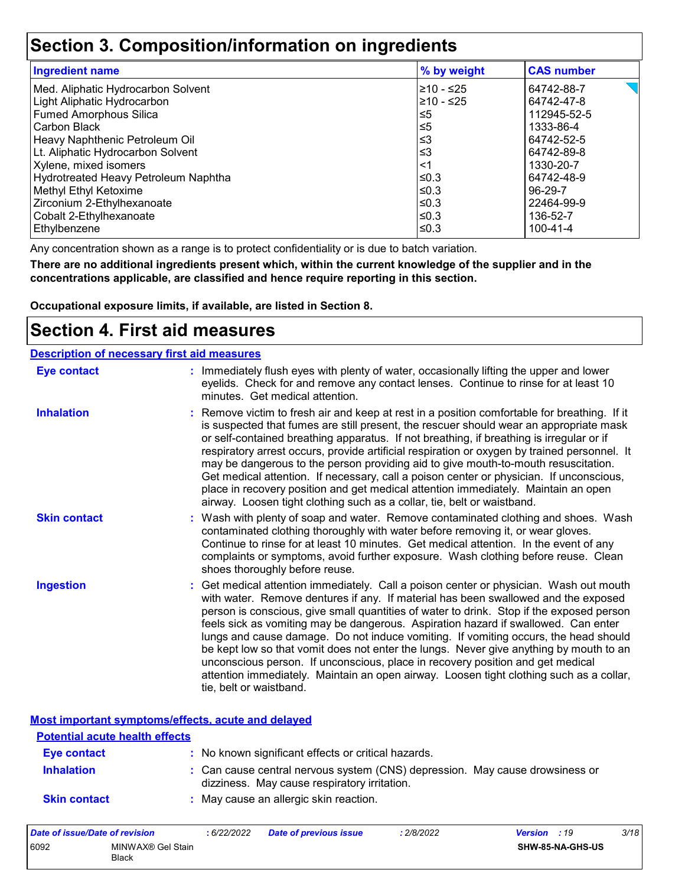# Section 3. Composition/information on ingredients

| Ingredient name | % by weight | CAS number |
|---|---|---|
| Med. Aliphatic Hydrocarbon Solvent | ≥10 - ≤25 | 64742-88-7 |
| Light Aliphatic Hydrocarbon | ≥10 - ≤25 | 64742-47-8 |
| Fumed Amorphous Silica | ≤5 | 112945-52-5 |
| Carbon Black | ≤5 | 1333-86-4 |
| Heavy Naphthenic Petroleum Oil | ≤3 | 64742-52-5 |
| Lt. Aliphatic Hydrocarbon Solvent | ≤3 | 64742-89-8 |
| Xylene, mixed isomers | <1 | 1330-20-7 |
| Hydrotreated Heavy Petroleum Naphtha | ≤0.3 | 64742-48-9 |
| Methyl Ethyl Ketoxime | ≤0.3 | 96-29-7 |
| Zirconium 2-Ethylhexanoate | ≤0.3 | 22464-99-9 |
| Cobalt 2-Ethylhexanoate | ≤0.3 | 136-52-7 |
| Ethylbenzene | ≤0.3 | 100-41-4 |

Any concentration shown as a range is to protect confidentiality or is due to batch variation.

**There are no additional ingredients present which, within the current knowledge of the supplier and in the concentrations applicable, are classified and hence require reporting in this section.**

**Occupational exposure limits, if available, are listed in Section 8.**

# Section 4. First aid measures

## Description of necessary first aid measures

**Eye contact** : Immediately flush eyes with plenty of water, occasionally lifting the upper and lower eyelids. Check for and remove any contact lenses. Continue to rinse for at least 10 minutes. Get medical attention.

**Inhalation** : Remove victim to fresh air and keep at rest in a position comfortable for breathing. If it is suspected that fumes are still present, the rescuer should wear an appropriate mask or self-contained breathing apparatus. If not breathing, if breathing is irregular or if respiratory arrest occurs, provide artificial respiration or oxygen by trained personnel. It may be dangerous to the person providing aid to give mouth-to-mouth resuscitation. Get medical attention. If necessary, call a poison center or physician. If unconscious, place in recovery position and get medical attention immediately. Maintain an open airway. Loosen tight clothing such as a collar, tie, belt or waistband.

**Skin contact** : Wash with plenty of soap and water. Remove contaminated clothing and shoes. Wash contaminated clothing thoroughly with water before removing it, or wear gloves. Continue to rinse for at least 10 minutes. Get medical attention. In the event of any complaints or symptoms, avoid further exposure. Wash clothing before reuse. Clean shoes thoroughly before reuse.

**Ingestion** : Get medical attention immediately. Call a poison center or physician. Wash out mouth with water. Remove dentures if any. If material has been swallowed and the exposed person is conscious, give small quantities of water to drink. Stop if the exposed person feels sick as vomiting may be dangerous. Aspiration hazard if swallowed. Can enter lungs and cause damage. Do not induce vomiting. If vomiting occurs, the head should be kept low so that vomit does not enter the lungs. Never give anything by mouth to an unconscious person. If unconscious, place in recovery position and get medical attention immediately. Maintain an open airway. Loosen tight clothing such as a collar, tie, belt or waistband.

## Most important symptoms/effects, acute and delayed

### Potential acute health effects

**Eye contact** : No known significant effects or critical hazards.

**Inhalation** : Can cause central nervous system (CNS) depression. May cause drowsiness or dizziness. May cause respiratory irritation.

**Skin contact** : May cause an allergic skin reaction.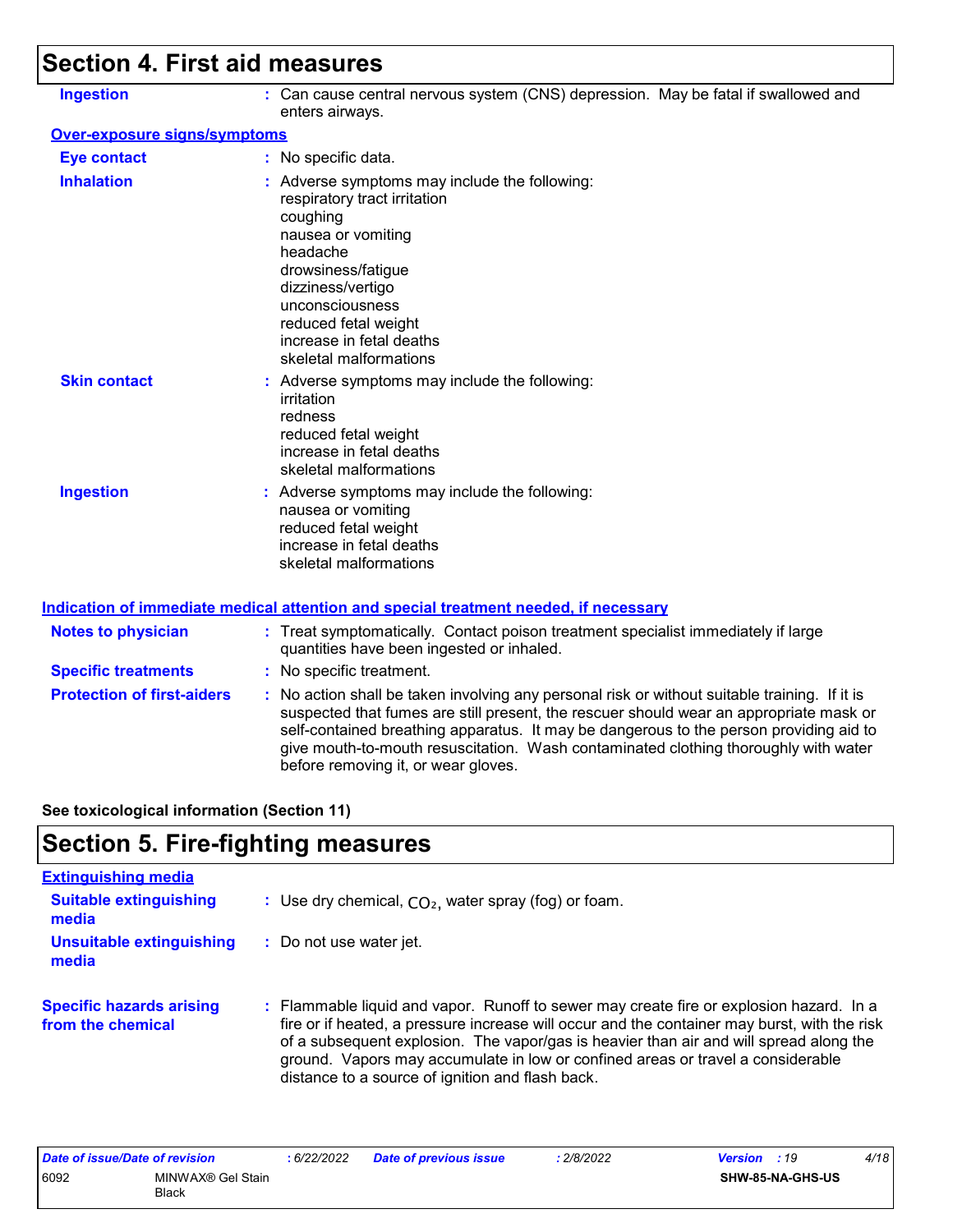# Section 4. First aid measures

**Ingestion** : Can cause central nervous system (CNS) depression. May be fatal if swallowed and enters airways.

### Over-exposure signs/symptoms

**Eye contact** : No specific data.

**Inhalation** : Adverse symptoms may include the following:
respiratory tract irritation
coughing
nausea or vomiting
headache
drowsiness/fatigue
dizziness/vertigo
unconsciousness
reduced fetal weight
increase in fetal deaths
skeletal malformations

**Skin contact** : Adverse symptoms may include the following:
irritation
redness
reduced fetal weight
increase in fetal deaths
skeletal malformations

**Ingestion** : Adverse symptoms may include the following:
nausea or vomiting
reduced fetal weight
increase in fetal deaths
skeletal malformations

### Indication of immediate medical attention and special treatment needed, if necessary

**Notes to physician** : Treat symptomatically. Contact poison treatment specialist immediately if large quantities have been ingested or inhaled.

**Specific treatments** : No specific treatment.

**Protection of first-aiders** : No action shall be taken involving any personal risk or without suitable training. If it is suspected that fumes are still present, the rescuer should wear an appropriate mask or self-contained breathing apparatus. It may be dangerous to the person providing aid to give mouth-to-mouth resuscitation. Wash contaminated clothing thoroughly with water before removing it, or wear gloves.

**See toxicological information (Section 11)**

# Section 5. Fire-fighting measures

### Extinguishing media

**Suitable extinguishing media** : Use dry chemical, $CO_2$, water spray (fog) or foam.

**Unsuitable extinguishing media** : Do not use water jet.

**Specific hazards arising from the chemical** : Flammable liquid and vapor. Runoff to sewer may create fire or explosion hazard. In a fire or if heated, a pressure increase will occur and the container may burst, with the risk of a subsequent explosion. The vapor/gas is heavier than air and will spread along the ground. Vapors may accumulate in low or confined areas or travel a considerable distance to a source of ignition and flash back.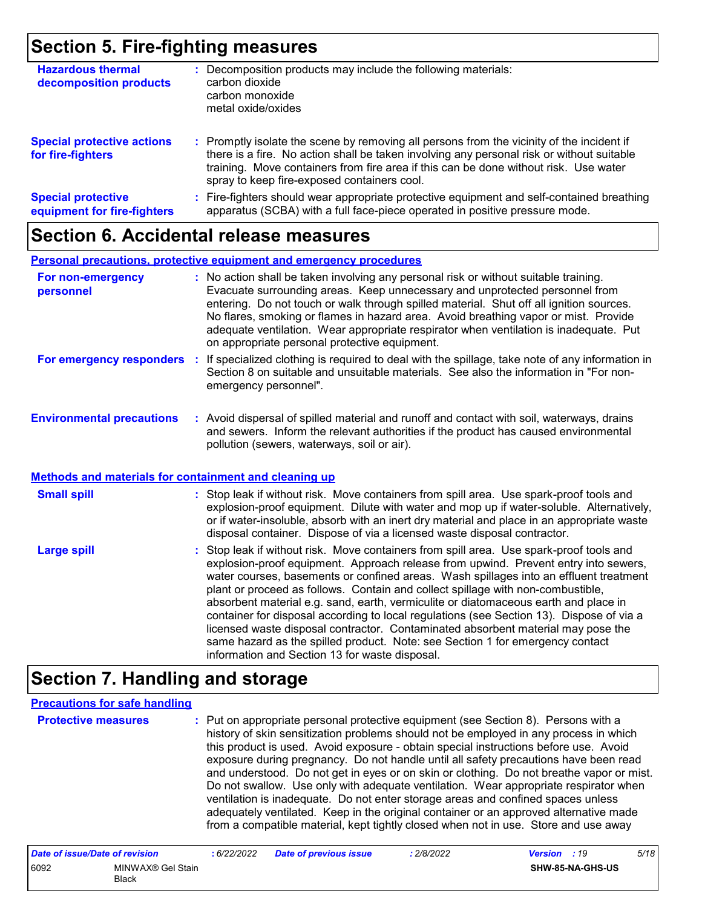# Section 5. Fire-fighting measures

**Hazardous thermal decomposition products** : Decomposition products may include the following materials:
carbon dioxide
carbon monoxide
metal oxide/oxides

**Special protective actions for fire-fighters** : Promptly isolate the scene by removing all persons from the vicinity of the incident if there is a fire. No action shall be taken involving any personal risk or without suitable training. Move containers from fire area if this can be done without risk. Use water spray to keep fire-exposed containers cool.

**Special protective equipment for fire-fighters** : Fire-fighters should wear appropriate protective equipment and self-contained breathing apparatus (SCBA) with a full face-piece operated in positive pressure mode.

# Section 6. Accidental release measures

## Personal precautions, protective equipment and emergency procedures

**For non-emergency personnel** : No action shall be taken involving any personal risk or without suitable training. Evacuate surrounding areas. Keep unnecessary and unprotected personnel from entering. Do not touch or walk through spilled material. Shut off all ignition sources. No flares, smoking or flames in hazard area. Avoid breathing vapor or mist. Provide adequate ventilation. Wear appropriate respirator when ventilation is inadequate. Put on appropriate personal protective equipment.

**For emergency responders** : If specialized clothing is required to deal with the spillage, take note of any information in Section 8 on suitable and unsuitable materials. See also the information in "For non-emergency personnel".

**Environmental precautions** : Avoid dispersal of spilled material and runoff and contact with soil, waterways, drains and sewers. Inform the relevant authorities if the product has caused environmental pollution (sewers, waterways, soil or air).

## Methods and materials for containment and cleaning up

**Small spill** : Stop leak if without risk. Move containers from spill area. Use spark-proof tools and explosion-proof equipment. Dilute with water and mop up if water-soluble. Alternatively, or if water-insoluble, absorb with an inert dry material and place in an appropriate waste disposal container. Dispose of via a licensed waste disposal contractor.

**Large spill** : Stop leak if without risk. Move containers from spill area. Use spark-proof tools and explosion-proof equipment. Approach release from upwind. Prevent entry into sewers, water courses, basements or confined areas. Wash spillages into an effluent treatment plant or proceed as follows. Contain and collect spillage with non-combustible, absorbent material e.g. sand, earth, vermiculite or diatomaceous earth and place in container for disposal according to local regulations (see Section 13). Dispose of via a licensed waste disposal contractor. Contaminated absorbent material may pose the same hazard as the spilled product. Note: see Section 1 for emergency contact information and Section 13 for waste disposal.

# Section 7. Handling and storage

## Precautions for safe handling

**Protective measures** : Put on appropriate personal protective equipment (see Section 8). Persons with a history of skin sensitization problems should not be employed in any process in which this product is used. Avoid exposure - obtain special instructions before use. Avoid exposure during pregnancy. Do not handle until all safety precautions have been read and understood. Do not get in eyes or on skin or clothing. Do not breathe vapor or mist. Do not swallow. Use only with adequate ventilation. Wear appropriate respirator when ventilation is inadequate. Do not enter storage areas and confined spaces unless adequately ventilated. Keep in the original container or an approved alternative made from a compatible material, kept tightly closed when not in use. Store and use away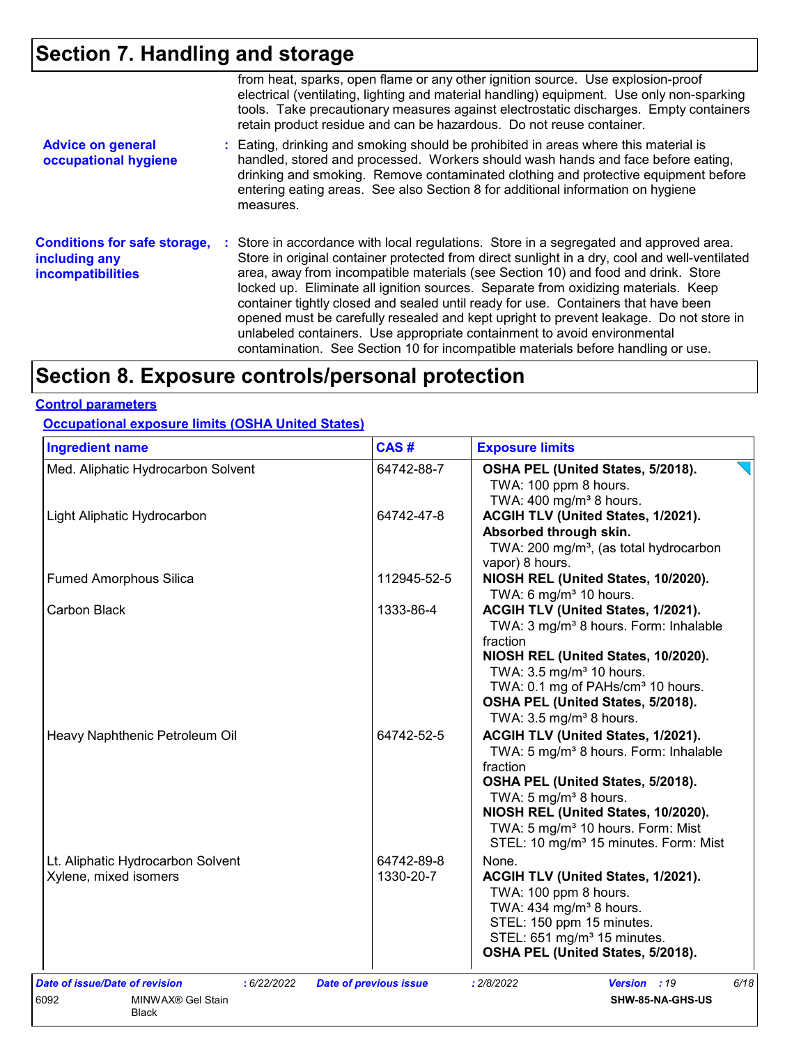# Section 7. Handling and storage

from heat, sparks, open flame or any other ignition source. Use explosion-proof electrical (ventilating, lighting and material handling) equipment. Use only non-sparking tools. Take precautionary measures against electrostatic discharges. Empty containers retain product residue and can be hazardous. Do not reuse container.

**Advice on general occupational hygiene** : Eating, drinking and smoking should be prohibited in areas where this material is handled, stored and processed. Workers should wash hands and face before eating, drinking and smoking. Remove contaminated clothing and protective equipment before entering eating areas. See also Section 8 for additional information on hygiene measures.

**Conditions for safe storage, including any incompatibilities** : Store in accordance with local regulations. Store in a segregated and approved area. Store in original container protected from direct sunlight in a dry, cool and well-ventilated area, away from incompatible materials (see Section 10) and food and drink. Store locked up. Eliminate all ignition sources. Separate from oxidizing materials. Keep container tightly closed and sealed until ready for use. Containers that have been opened must be carefully resealed and kept upright to prevent leakage. Do not store in unlabeled containers. Use appropriate containment to avoid environmental contamination. See Section 10 for incompatible materials before handling or use.

# Section 8. Exposure controls/personal protection

## Control parameters

### Occupational exposure limits (OSHA United States)

| Ingredient name | CAS # | Exposure limits |
|---|---|---|
| Med. Aliphatic Hydrocarbon Solvent | 64742-88-7 | **OSHA PEL (United States, 5/2018).**<br>TWA: 100 ppm 8 hours.<br>TWA: 400 mg/m³ 8 hours. |
| Light Aliphatic Hydrocarbon | 64742-47-8 | **ACGIH TLV (United States, 1/2021).**<br>**Absorbed through skin.**<br>TWA: 200 mg/m³, (as total hydrocarbon vapor) 8 hours. |
| Fumed Amorphous Silica | 112945-52-5 | **NIOSH REL (United States, 10/2020).**<br>TWA: 6 mg/m³ 10 hours. |
| Carbon Black | 1333-86-4 | **ACGIH TLV (United States, 1/2021).**<br>TWA: 3 mg/m³ 8 hours. Form: Inhalable fraction<br>**NIOSH REL (United States, 10/2020).**<br>TWA: 3.5 mg/m³ 10 hours.<br>TWA: 0.1 mg of PAHs/cm³ 10 hours.<br>**OSHA PEL (United States, 5/2018).**<br>TWA: 3.5 mg/m³ 8 hours. |
| Heavy Naphthenic Petroleum Oil | 64742-52-5 | **ACGIH TLV (United States, 1/2021).**<br>TWA: 5 mg/m³ 8 hours. Form: Inhalable fraction<br>**OSHA PEL (United States, 5/2018).**<br>TWA: 5 mg/m³ 8 hours.<br>**NIOSH REL (United States, 10/2020).**<br>TWA: 5 mg/m³ 10 hours. Form: Mist<br>STEL: 10 mg/m³ 15 minutes. Form: Mist |
| Lt. Aliphatic Hydrocarbon Solvent | 64742-89-8 | None. |
| Xylene, mixed isomers | 1330-20-7 | **ACGIH TLV (United States, 1/2021).**<br>TWA: 100 ppm 8 hours.<br>TWA: 434 mg/m³ 8 hours.<br>STEL: 150 ppm 15 minutes.<br>STEL: 651 mg/m³ 15 minutes.<br>**OSHA PEL (United States, 5/2018).** |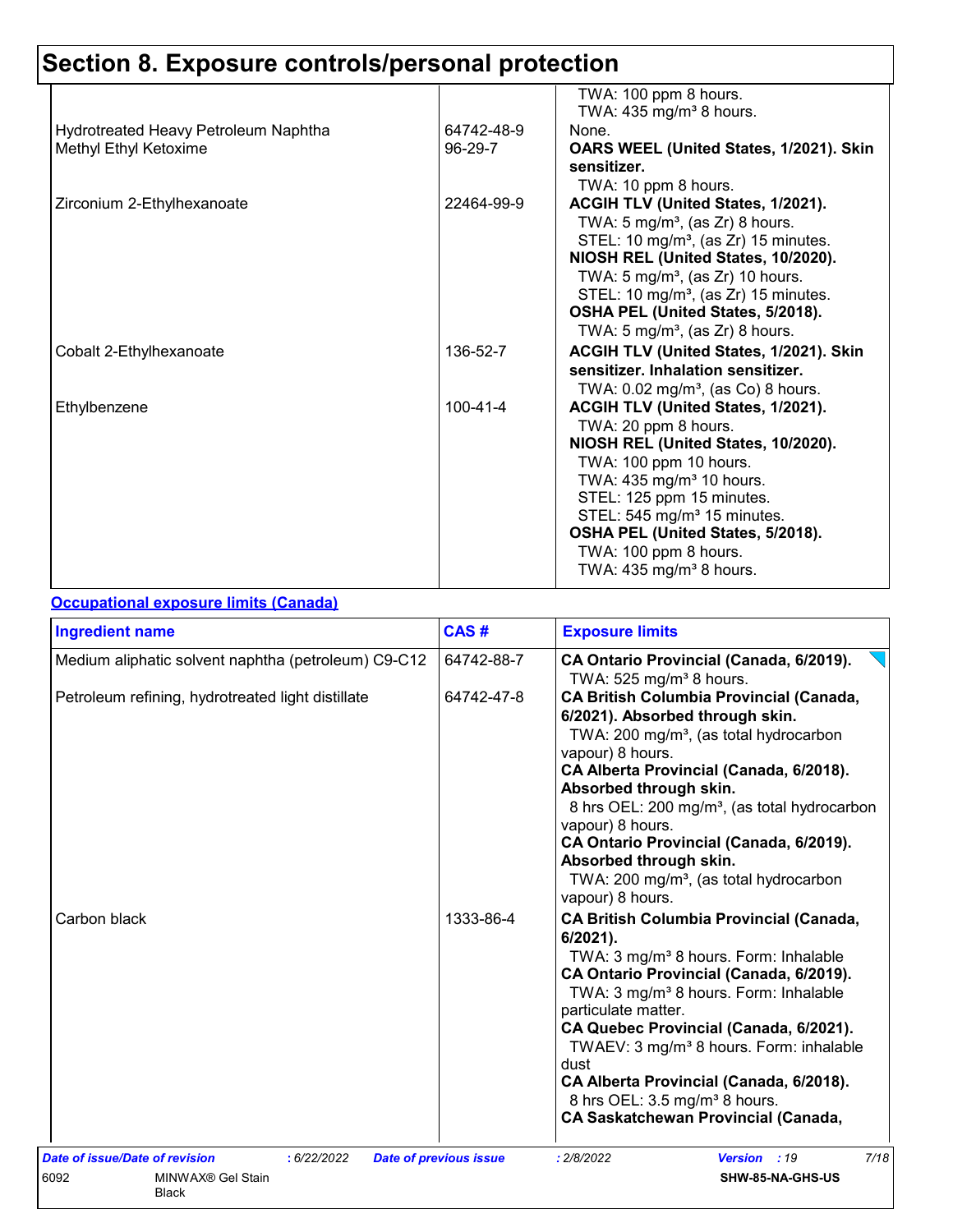# Section 8. Exposure controls/personal protection

| | | |
|---|---|---|
| | | TWA: 100 ppm 8 hours.<br>TWA: 435 mg/m³ 8 hours. |
| Hydrotreated Heavy Petroleum Naphtha | 64742-48-9 | None. |
| Methyl Ethyl Ketoxime | 96-29-7 | **OARS WEEL (United States, 1/2021). Skin sensitizer.**<br>TWA: 10 ppm 8 hours. |
| Zirconium 2-Ethylhexanoate | 22464-99-9 | **ACGIH TLV (United States, 1/2021).**<br>TWA: 5 mg/m³, (as Zr) 8 hours.<br>STEL: 10 mg/m³, (as Zr) 15 minutes.<br>**NIOSH REL (United States, 10/2020).**<br>TWA: 5 mg/m³, (as Zr) 10 hours.<br>STEL: 10 mg/m³, (as Zr) 15 minutes.<br>**OSHA PEL (United States, 5/2018).**<br>TWA: 5 mg/m³, (as Zr) 8 hours. |
| Cobalt 2-Ethylhexanoate | 136-52-7 | **ACGIH TLV (United States, 1/2021). Skin sensitizer. Inhalation sensitizer.**<br>TWA: 0.02 mg/m³, (as Co) 8 hours. |
| Ethylbenzene | 100-41-4 | **ACGIH TLV (United States, 1/2021).**<br>TWA: 20 ppm 8 hours.<br>**NIOSH REL (United States, 10/2020).**<br>TWA: 100 ppm 10 hours.<br>TWA: 435 mg/m³ 10 hours.<br>STEL: 125 ppm 15 minutes.<br>STEL: 545 mg/m³ 15 minutes.<br>**OSHA PEL (United States, 5/2018).**<br>TWA: 100 ppm 8 hours.<br>TWA: 435 mg/m³ 8 hours. |

**Occupational exposure limits (Canada)**

| Ingredient name | CAS # | Exposure limits |
|---|---|---|
| Medium aliphatic solvent naphtha (petroleum) C9-C12 | 64742-88-7 | **CA Ontario Provincial (Canada, 6/2019).**<br>TWA: 525 mg/m³ 8 hours. |
| Petroleum refining, hydrotreated light distillate | 64742-47-8 | **CA British Columbia Provincial (Canada, 6/2021). Absorbed through skin.**<br>TWA: 200 mg/m³, (as total hydrocarbon vapour) 8 hours.<br>**CA Alberta Provincial (Canada, 6/2018). Absorbed through skin.**<br>8 hrs OEL: 200 mg/m³, (as total hydrocarbon vapour) 8 hours.<br>**CA Ontario Provincial (Canada, 6/2019). Absorbed through skin.**<br>TWA: 200 mg/m³, (as total hydrocarbon vapour) 8 hours. |
| Carbon black | 1333-86-4 | **CA British Columbia Provincial (Canada, 6/2021).**<br>TWA: 3 mg/m³ 8 hours. Form: Inhalable<br>**CA Ontario Provincial (Canada, 6/2019).**<br>TWA: 3 mg/m³ 8 hours. Form: Inhalable particulate matter.<br>**CA Quebec Provincial (Canada, 6/2021).**<br>TWAEV: 3 mg/m³ 8 hours. Form: inhalable dust<br>**CA Alberta Provincial (Canada, 6/2018).**<br>8 hrs OEL: 3.5 mg/m³ 8 hours.<br>**CA Saskatchewan Provincial (Canada,** |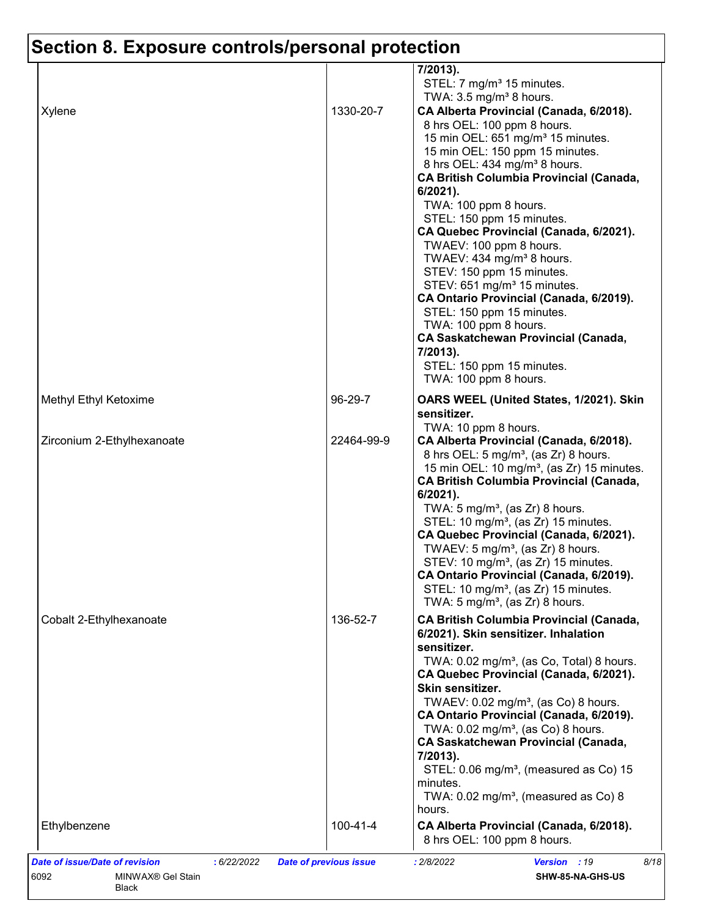## Section 8. Exposure controls/personal protection

| | | |
|---|---|---|
| | | **7/2013).**<br>STEL: 7 mg/m³ 15 minutes.<br>TWA: 3.5 mg/m³ 8 hours. |
| Xylene | 1330-20-7 | **CA Alberta Provincial (Canada, 6/2018).**<br>8 hrs OEL: 100 ppm 8 hours.<br>15 min OEL: 651 mg/m³ 15 minutes.<br>15 min OEL: 150 ppm 15 minutes.<br>8 hrs OEL: 434 mg/m³ 8 hours.<br>**CA British Columbia Provincial (Canada, 6/2021).**<br>TWA: 100 ppm 8 hours.<br>STEL: 150 ppm 15 minutes.<br>**CA Quebec Provincial (Canada, 6/2021).**<br>TWAEV: 100 ppm 8 hours.<br>TWAEV: 434 mg/m³ 8 hours.<br>STEV: 150 ppm 15 minutes.<br>STEV: 651 mg/m³ 15 minutes.<br>**CA Ontario Provincial (Canada, 6/2019).**<br>STEL: 150 ppm 15 minutes.<br>TWA: 100 ppm 8 hours.<br>**CA Saskatchewan Provincial (Canada, 7/2013).**<br>STEL: 150 ppm 15 minutes.<br>TWA: 100 ppm 8 hours. |
| Methyl Ethyl Ketoxime | 96-29-7 | **OARS WEEL (United States, 1/2021). Skin sensitizer.**<br>TWA: 10 ppm 8 hours. |
| Zirconium 2-Ethylhexanoate | 22464-99-9 | **CA Alberta Provincial (Canada, 6/2018).**<br>8 hrs OEL: 5 mg/m³, (as Zr) 8 hours.<br>15 min OEL: 10 mg/m³, (as Zr) 15 minutes.<br>**CA British Columbia Provincial (Canada, 6/2021).**<br>TWA: 5 mg/m³, (as Zr) 8 hours.<br>STEL: 10 mg/m³, (as Zr) 15 minutes.<br>**CA Quebec Provincial (Canada, 6/2021).**<br>TWAEV: 5 mg/m³, (as Zr) 8 hours.<br>STEV: 10 mg/m³, (as Zr) 15 minutes.<br>**CA Ontario Provincial (Canada, 6/2019).**<br>STEL: 10 mg/m³, (as Zr) 15 minutes.<br>TWA: 5 mg/m³, (as Zr) 8 hours. |
| Cobalt 2-Ethylhexanoate | 136-52-7 | **CA British Columbia Provincial (Canada, 6/2021). Skin sensitizer. Inhalation sensitizer.**<br>TWA: 0.02 mg/m³, (as Co, Total) 8 hours.<br>**CA Quebec Provincial (Canada, 6/2021). Skin sensitizer.**<br>TWAEV: 0.02 mg/m³, (as Co) 8 hours.<br>**CA Ontario Provincial (Canada, 6/2019).**<br>TWA: 0.02 mg/m³, (as Co) 8 hours.<br>**CA Saskatchewan Provincial (Canada, 7/2013).**<br>STEL: 0.06 mg/m³, (measured as Co) 15 minutes.<br>TWA: 0.02 mg/m³, (measured as Co) 8 hours. |
| Ethylbenzene | 100-41-4 | **CA Alberta Provincial (Canada, 6/2018).**<br>8 hrs OEL: 100 ppm 8 hours. |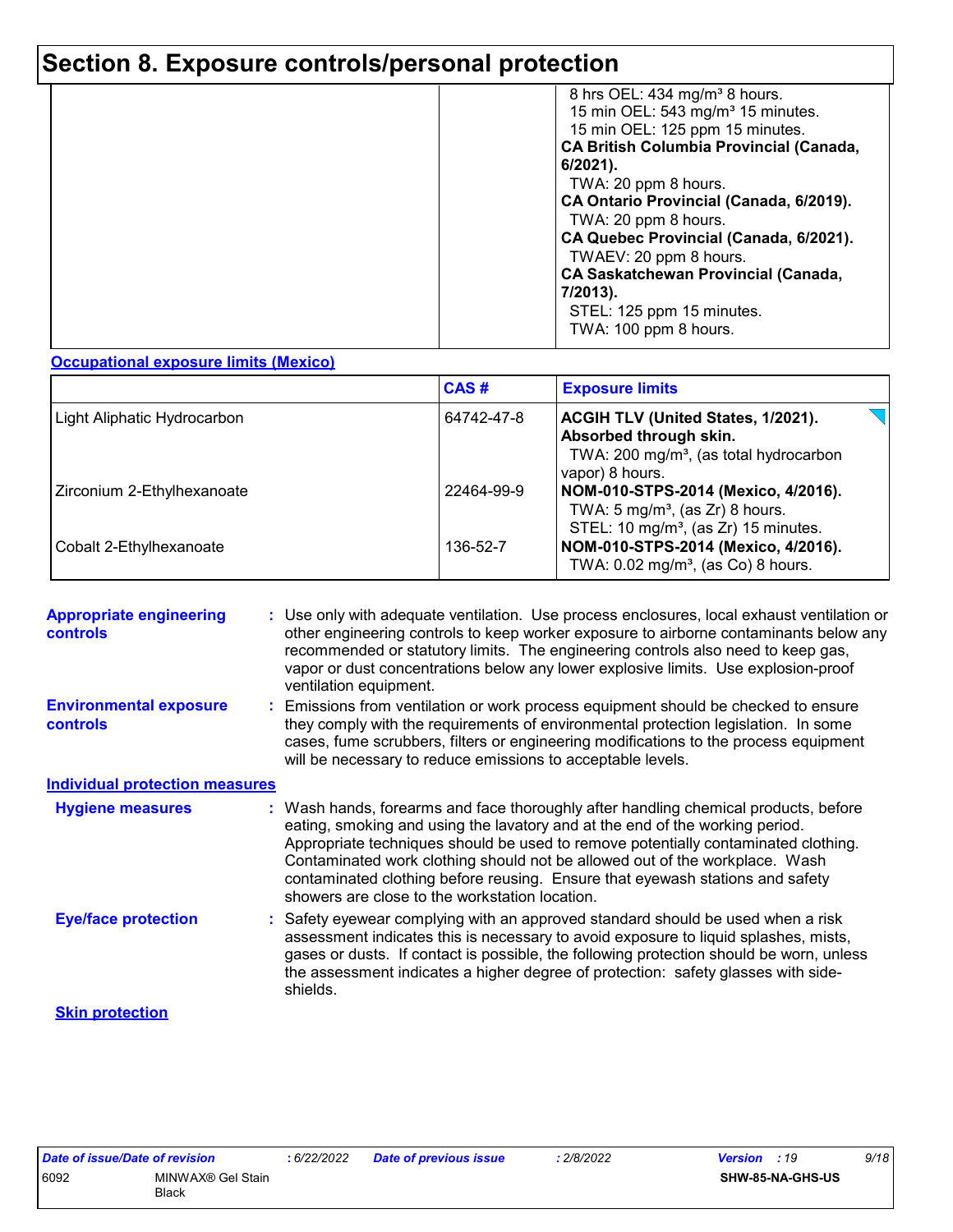# Section 8. Exposure controls/personal protection

| | | |
|---|---|---|
| | | 8 hrs OEL: 434 mg/m³ 8 hours.<br>15 min OEL: 543 mg/m³ 15 minutes.<br>15 min OEL: 125 ppm 15 minutes.<br>**CA British Columbia Provincial (Canada, 6/2021).**<br>TWA: 20 ppm 8 hours.<br>**CA Ontario Provincial (Canada, 6/2019).**<br>TWA: 20 ppm 8 hours.<br>**CA Quebec Provincial (Canada, 6/2021).**<br>TWAEV: 20 ppm 8 hours.<br>**CA Saskatchewan Provincial (Canada, 7/2013).**<br>STEL: 125 ppm 15 minutes.<br>TWA: 100 ppm 8 hours. |

**Occupational exposure limits (Mexico)**

| | CAS # | Exposure limits |
|---|---|---|
| Light Aliphatic Hydrocarbon | 64742-47-8 | **ACGIH TLV (United States, 1/2021). Absorbed through skin.**<br>TWA: 200 mg/m³, (as total hydrocarbon vapor) 8 hours. |
| Zirconium 2-Ethylhexanoate | 22464-99-9 | **NOM-010-STPS-2014 (Mexico, 4/2016).**<br>TWA: 5 mg/m³, (as Zr) 8 hours.<br>STEL: 10 mg/m³, (as Zr) 15 minutes. |
| Cobalt 2-Ethylhexanoate | 136-52-7 | **NOM-010-STPS-2014 (Mexico, 4/2016).**<br>TWA: 0.02 mg/m³, (as Co) 8 hours. |

**Appropriate engineering controls** : Use only with adequate ventilation. Use process enclosures, local exhaust ventilation or other engineering controls to keep worker exposure to airborne contaminants below any recommended or statutory limits. The engineering controls also need to keep gas, vapor or dust concentrations below any lower explosive limits. Use explosion-proof ventilation equipment.

**Environmental exposure controls** : Emissions from ventilation or work process equipment should be checked to ensure they comply with the requirements of environmental protection legislation. In some cases, fume scrubbers, filters or engineering modifications to the process equipment will be necessary to reduce emissions to acceptable levels.

**Individual protection measures**

**Hygiene measures** : Wash hands, forearms and face thoroughly after handling chemical products, before eating, smoking and using the lavatory and at the end of the working period. Appropriate techniques should be used to remove potentially contaminated clothing. Contaminated work clothing should not be allowed out of the workplace. Wash contaminated clothing before reusing. Ensure that eyewash stations and safety showers are close to the workstation location.

**Eye/face protection** : Safety eyewear complying with an approved standard should be used when a risk assessment indicates this is necessary to avoid exposure to liquid splashes, mists, gases or dusts. If contact is possible, the following protection should be worn, unless the assessment indicates a higher degree of protection: safety glasses with side-shields.

**Skin protection**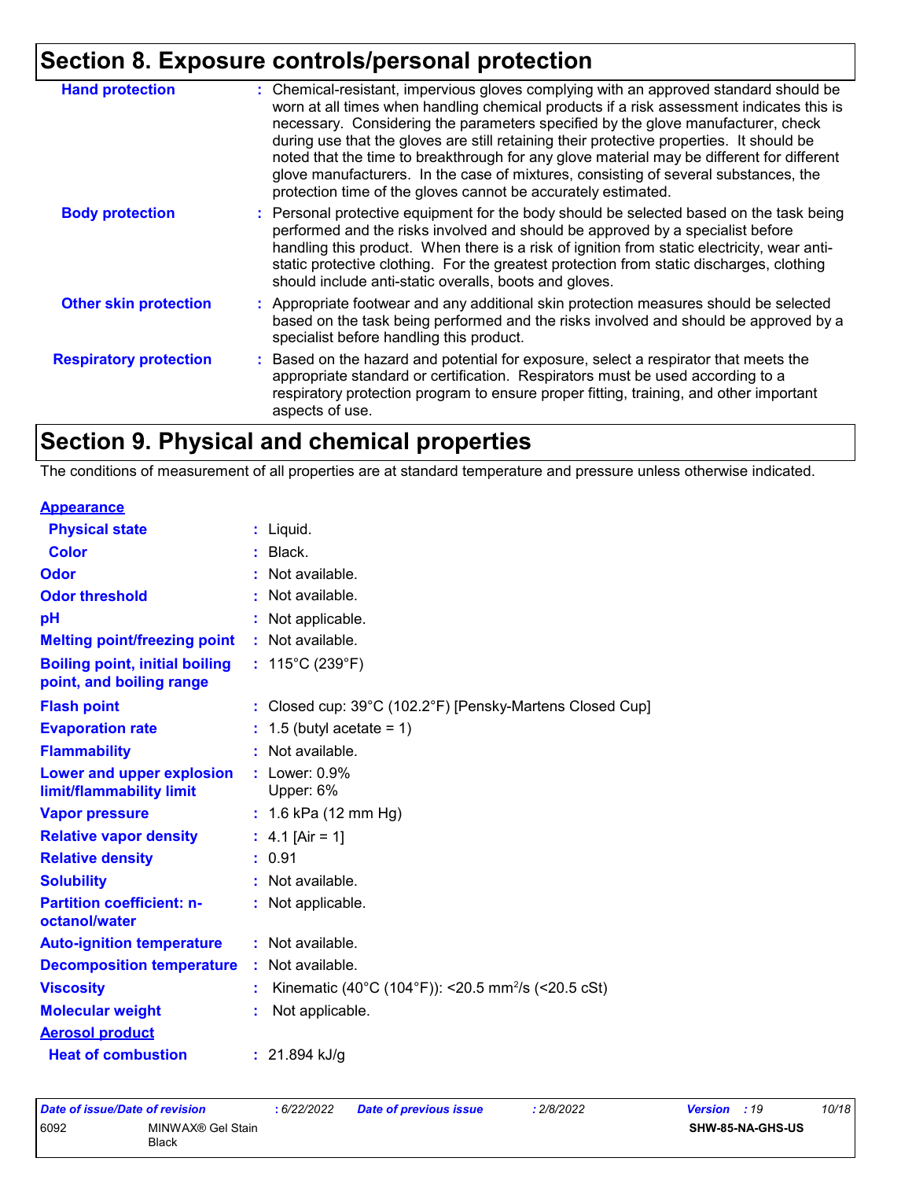## Section 8. Exposure controls/personal protection

| | |
|---|---|
| **Hand protection** | : Chemical-resistant, impervious gloves complying with an approved standard should be worn at all times when handling chemical products if a risk assessment indicates this is necessary. Considering the parameters specified by the glove manufacturer, check during use that the gloves are still retaining their protective properties. It should be noted that the time to breakthrough for any glove material may be different for different glove manufacturers. In the case of mixtures, consisting of several substances, the protection time of the gloves cannot be accurately estimated. |
| **Body protection** | : Personal protective equipment for the body should be selected based on the task being performed and the risks involved and should be approved by a specialist before handling this product. When there is a risk of ignition from static electricity, wear anti-static protective clothing. For the greatest protection from static discharges, clothing should include anti-static overalls, boots and gloves. |
| **Other skin protection** | : Appropriate footwear and any additional skin protection measures should be selected based on the task being performed and the risks involved and should be approved by a specialist before handling this product. |
| **Respiratory protection** | : Based on the hazard and potential for exposure, select a respirator that meets the appropriate standard or certification. Respirators must be used according to a respiratory protection program to ensure proper fitting, training, and other important aspects of use. |

## Section 9. Physical and chemical properties

The conditions of measurement of all properties are at standard temperature and pressure unless otherwise indicated.

| | |
|---|---|
| **Appearance** | |
| **Physical state** | : Liquid. |
| **Color** | : Black. |
| **Odor** | : Not available. |
| **Odor threshold** | : Not available. |
| **pH** | : Not applicable. |
| **Melting point/freezing point** | : Not available. |
| **Boiling point, initial boiling point, and boiling range** | : 115°C (239°F) |
| **Flash point** | : Closed cup: 39°C (102.2°F) [Pensky-Martens Closed Cup] |
| **Evaporation rate** | : 1.5 (butyl acetate = 1) |
| **Flammability** | : Not available. |
| **Lower and upper explosion limit/flammability limit** | : Lower: 0.9% Upper: 6% |
| **Vapor pressure** | : 1.6 kPa (12 mm Hg) |
| **Relative vapor density** | : 4.1 [Air = 1] |
| **Relative density** | : 0.91 |
| **Solubility** | : Not available. |
| **Partition coefficient: n-octanol/water** | : Not applicable. |
| **Auto-ignition temperature** | : Not available. |
| **Decomposition temperature** | : Not available. |
| **Viscosity** | : Kinematic (40°C (104°F)): <20.5 $mm^2/s$ (<20.5 cSt) |
| **Molecular weight** | : Not applicable. |
| **Aerosol product** | |
| **Heat of combustion** | : 21.894 kJ/g |

| Date of issue/Date of revision | : 6/22/2022 | Date of previous issue | : 2/8/2022 | Version : 19 |
|---|---|---|---|---|
| 6092 | MINWAX® Gel Stain Black | | | SHW-85-NA-GHS-US |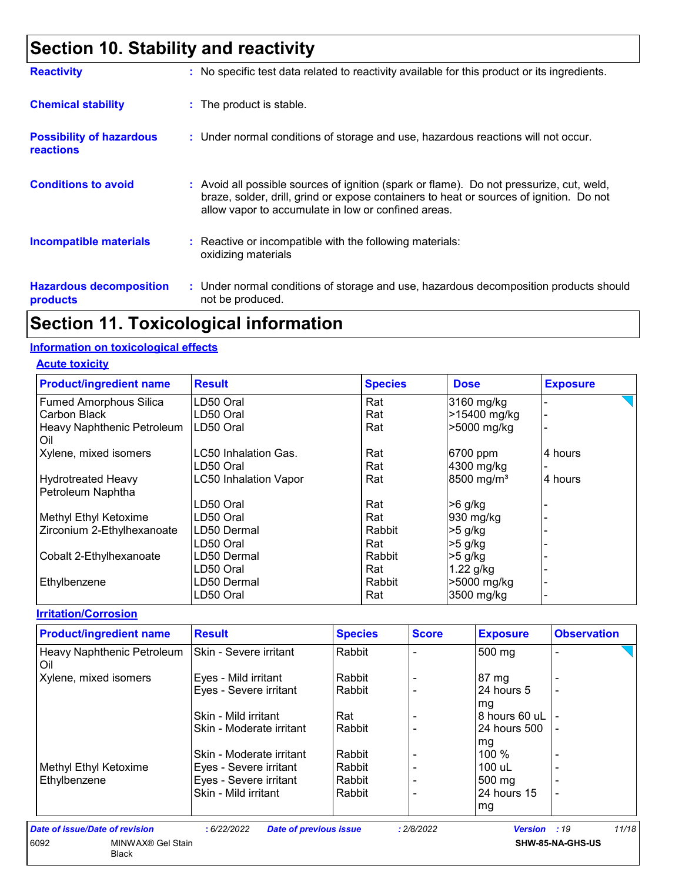# Section 10. Stability and reactivity

**Reactivity** : No specific test data related to reactivity available for this product or its ingredients.

**Chemical stability** : The product is stable.

**Possibility of hazardous reactions** : Under normal conditions of storage and use, hazardous reactions will not occur.

**Conditions to avoid** : Avoid all possible sources of ignition (spark or flame). Do not pressurize, cut, weld, braze, solder, drill, grind or expose containers to heat or sources of ignition. Do not allow vapor to accumulate in low or confined areas.

**Incompatible materials** : Reactive or incompatible with the following materials: oxidizing materials

**Hazardous decomposition products** : Under normal conditions of storage and use, hazardous decomposition products should not be produced.

# Section 11. Toxicological information

## Information on toxicological effects

### Acute toxicity

| Product/ingredient name | Result | Species | Dose | Exposure |
|---|---|---|---|---|
| Fumed Amorphous Silica | LD50 Oral | Rat | 3160 mg/kg | - |
| Carbon Black | LD50 Oral | Rat | >15400 mg/kg | - |
| Heavy Naphthenic Petroleum Oil | LD50 Oral | Rat | >5000 mg/kg | - |
| Xylene, mixed isomers | LC50 Inhalation Gas. | Rat | 6700 ppm | 4 hours |
| | LD50 Oral | Rat | 4300 mg/kg | - |
| Hydrotreated Heavy Petroleum Naphtha | LC50 Inhalation Vapor | Rat | 8500 mg/m³ | 4 hours |
| | LD50 Oral | Rat | >6 g/kg | - |
| Methyl Ethyl Ketoxime | LD50 Oral | Rat | 930 mg/kg | - |
| Zirconium 2-Ethylhexanoate | LD50 Dermal | Rabbit | >5 g/kg | - |
| | LD50 Oral | Rat | >5 g/kg | - |
| Cobalt 2-Ethylhexanoate | LD50 Dermal | Rabbit | >5 g/kg | - |
| | LD50 Oral | Rat | 1.22 g/kg | - |
| Ethylbenzene | LD50 Dermal | Rabbit | >5000 mg/kg | - |
| | LD50 Oral | Rat | 3500 mg/kg | - |

### Irritation/Corrosion

| Product/ingredient name | Result | Species | Score | Exposure | Observation |
|---|---|---|---|---|---|
| Heavy Naphthenic Petroleum Oil | Skin - Severe irritant | Rabbit | - | 500 mg | - |
| Xylene, mixed isomers | Eyes - Mild irritant | Rabbit | - | 87 mg | - |
| | Eyes - Severe irritant | Rabbit | - | 24 hours 5 mg | - |
| | Skin - Mild irritant | Rat | - | 8 hours 60 uL | - |
| | Skin - Moderate irritant | Rabbit | - | 24 hours 500 mg | - |
| | Skin - Moderate irritant | Rabbit | - | 100 % | - |
| Methyl Ethyl Ketoxime | Eyes - Severe irritant | Rabbit | - | 100 uL | - |
| Ethylbenzene | Eyes - Severe irritant | Rabbit | - | 500 mg | - |
| | Skin - Mild irritant | Rabbit | - | 24 hours 15 mg | - |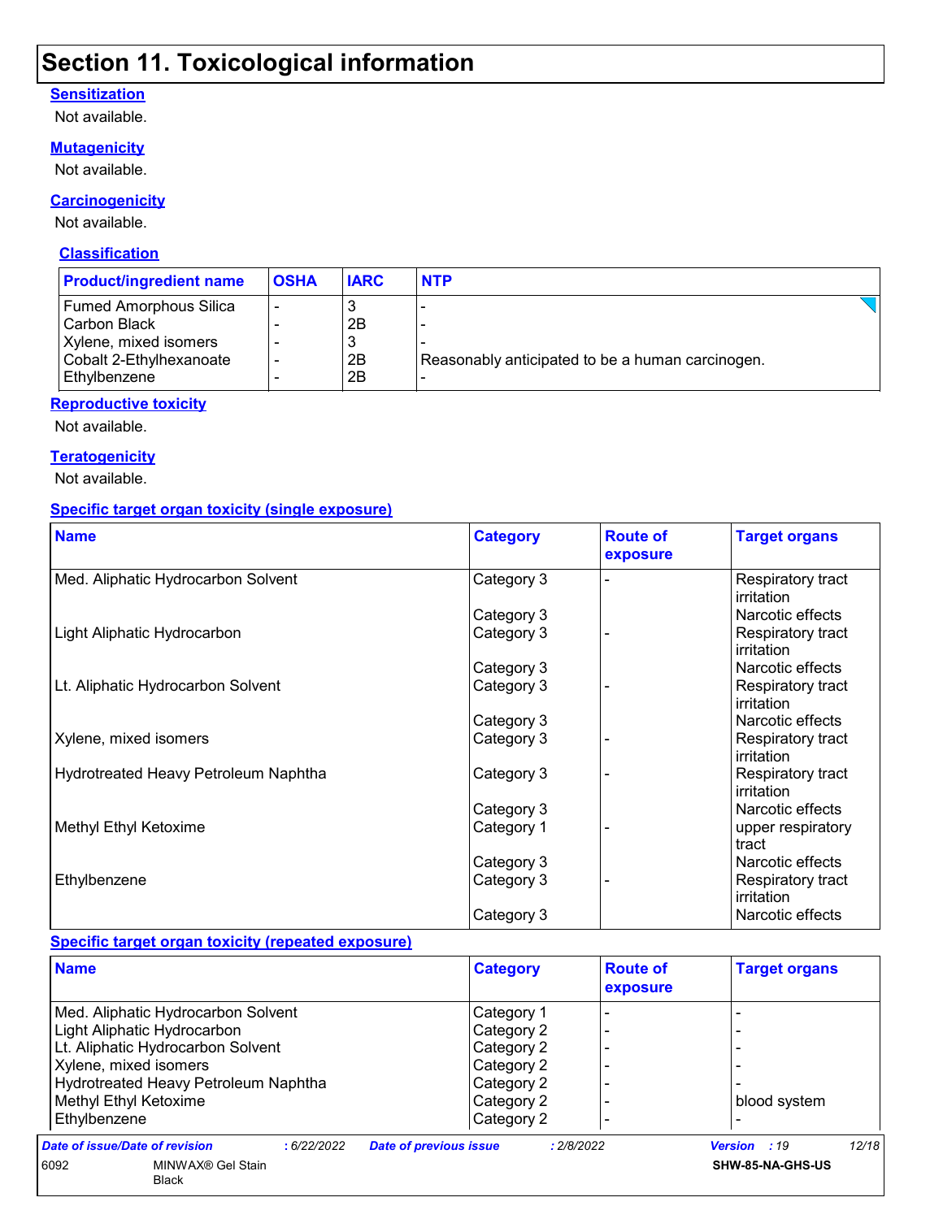# Section 11. Toxicological information

### Sensitization

Not available.

### Mutagenicity

Not available.

### Carcinogenicity

Not available.

#### Classification

| Product/ingredient name | OSHA | IARC | NTP |
|---|---|---|---|
| Fumed Amorphous Silica | - | 3 | - |
| Carbon Black | - | 2B | - |
| Xylene, mixed isomers | - | 3 | - |
| Cobalt 2-Ethylhexanoate | - | 2B | Reasonably anticipated to be a human carcinogen. |
| Ethylbenzene | - | 2B | - |

### Reproductive toxicity

Not available.

### Teratogenicity

Not available.

### Specific target organ toxicity (single exposure)

| Name | Category | Route of exposure | Target organs |
|---|---|---|---|
| Med. Aliphatic Hydrocarbon Solvent | Category 3 | - | Respiratory tract irritation |
| | Category 3 | | Narcotic effects |
| Light Aliphatic Hydrocarbon | Category 3 | - | Respiratory tract irritation |
| | Category 3 | | Narcotic effects |
| Lt. Aliphatic Hydrocarbon Solvent | Category 3 | - | Respiratory tract irritation |
| | Category 3 | | Narcotic effects |
| Xylene, mixed isomers | Category 3 | - | Respiratory tract irritation |
| Hydrotreated Heavy Petroleum Naphtha | Category 3 | - | Respiratory tract irritation |
| | Category 3 | | Narcotic effects |
| Methyl Ethyl Ketoxime | Category 1 | - | upper respiratory tract |
| | Category 3 | | Narcotic effects |
| Ethylbenzene | Category 3 | - | Respiratory tract irritation |
| | Category 3 | | Narcotic effects |

### Specific target organ toxicity (repeated exposure)

| Name | Category | Route of exposure | Target organs |
|---|---|---|---|
| Med. Aliphatic Hydrocarbon Solvent | Category 1 | - | - |
| Light Aliphatic Hydrocarbon | Category 2 | - | - |
| Lt. Aliphatic Hydrocarbon Solvent | Category 2 | - | - |
| Xylene, mixed isomers | Category 2 | - | - |
| Hydrotreated Heavy Petroleum Naphtha | Category 2 | - | - |
| Methyl Ethyl Ketoxime | Category 2 | - | blood system |
| Ethylbenzene | Category 2 | - | - |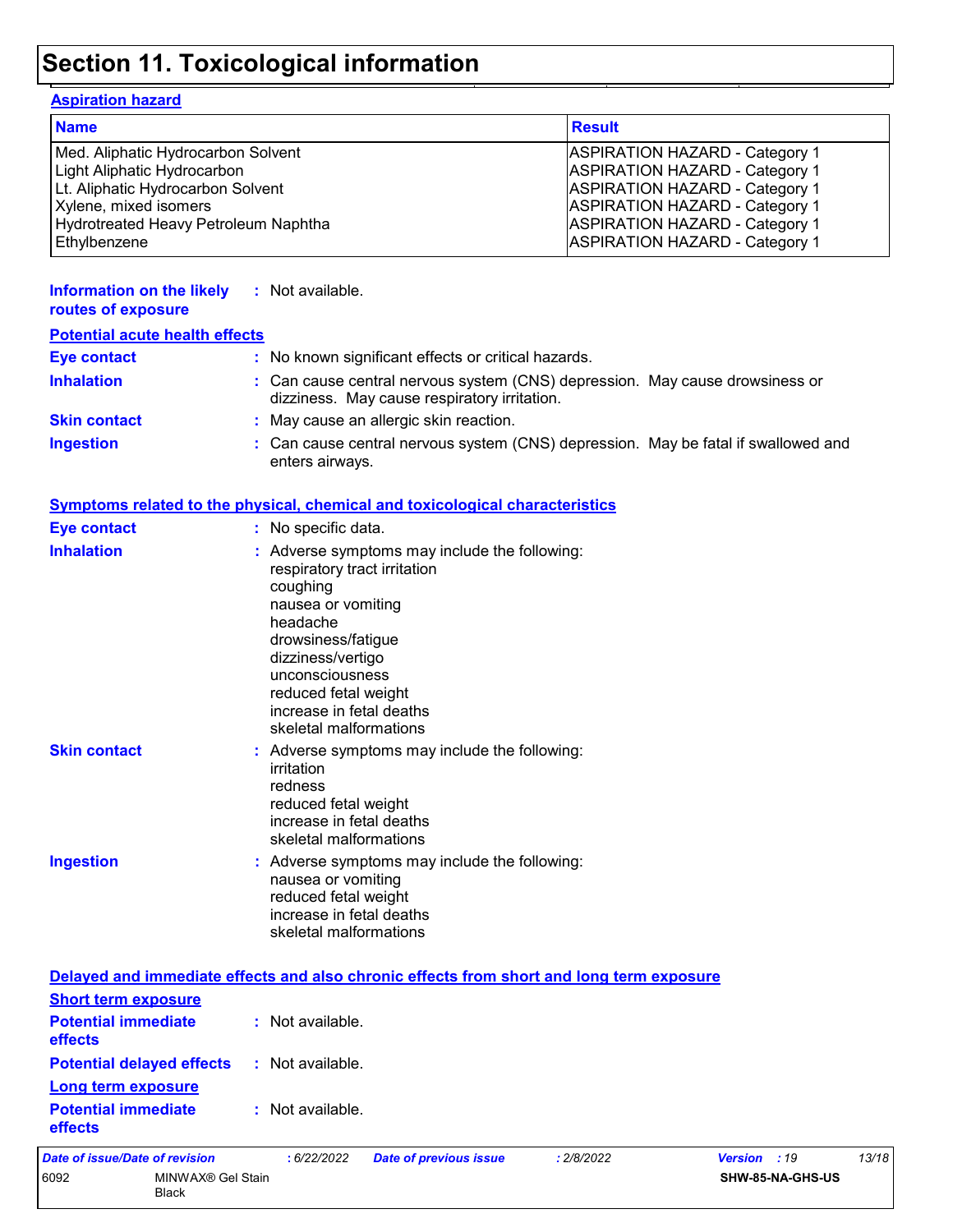# Section 11. Toxicological information

**Aspiration hazard**

| Name | Result |
| --- | --- |
| Med. Aliphatic Hydrocarbon Solvent | ASPIRATION HAZARD - Category 1 |
| Light Aliphatic Hydrocarbon | ASPIRATION HAZARD - Category 1 |
| Lt. Aliphatic Hydrocarbon Solvent | ASPIRATION HAZARD - Category 1 |
| Xylene, mixed isomers | ASPIRATION HAZARD - Category 1 |
| Hydrotreated Heavy Petroleum Naphtha | ASPIRATION HAZARD - Category 1 |
| Ethylbenzene | ASPIRATION HAZARD - Category 1 |

**Information on the likely routes of exposure** : Not available.

**Potential acute health effects**

**Eye contact** : No known significant effects or critical hazards.

**Inhalation** : Can cause central nervous system (CNS) depression. May cause drowsiness or dizziness. May cause respiratory irritation.

**Skin contact** : May cause an allergic skin reaction.

**Ingestion** : Can cause central nervous system (CNS) depression. May be fatal if swallowed and enters airways.

**Symptoms related to the physical, chemical and toxicological characteristics**

**Eye contact** : No specific data.

**Inhalation** : Adverse symptoms may include the following:
respiratory tract irritation
coughing
nausea or vomiting
headache
drowsiness/fatigue
dizziness/vertigo
unconsciousness
reduced fetal weight
increase in fetal deaths
skeletal malformations

**Skin contact** : Adverse symptoms may include the following:
irritation
redness
reduced fetal weight
increase in fetal deaths
skeletal malformations

**Ingestion** : Adverse symptoms may include the following:
nausea or vomiting
reduced fetal weight
increase in fetal deaths
skeletal malformations

**Delayed and immediate effects and also chronic effects from short and long term exposure**

**Short term exposure**

**Potential immediate effects** : Not available.

**Potential delayed effects** : Not available.

**Long term exposure**

**Potential immediate effects** : Not available.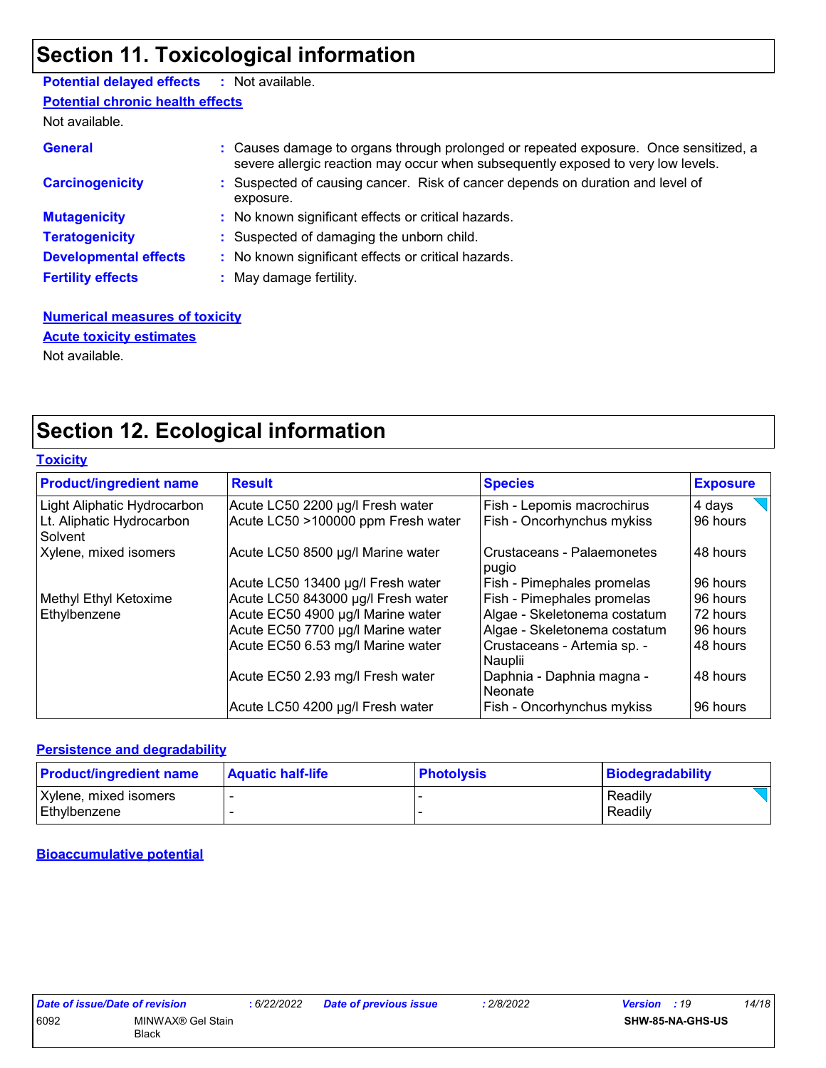# Section 11. Toxicological information

**Potential delayed effects** : Not available.

**Potential chronic health effects**

Not available.

**General** : Causes damage to organs through prolonged or repeated exposure. Once sensitized, a severe allergic reaction may occur when subsequently exposed to very low levels.

**Carcinogenicity** : Suspected of causing cancer. Risk of cancer depends on duration and level of exposure.

**Mutagenicity** : No known significant effects or critical hazards.

**Teratogenicity** : Suspected of damaging the unborn child.

**Developmental effects** : No known significant effects or critical hazards.

**Fertility effects** : May damage fertility.

**Numerical measures of toxicity**

**Acute toxicity estimates**

Not available.

# Section 12. Ecological information

**Toxicity**

| Product/ingredient name | Result | Species | Exposure |
|---|---|---|---|
| Light Aliphatic Hydrocarbon | Acute LC50 2200 µg/l Fresh water | Fish - Lepomis macrochirus | 4 days |
| Lt. Aliphatic Hydrocarbon Solvent | Acute LC50 >100000 ppm Fresh water | Fish - Oncorhynchus mykiss | 96 hours |
| Xylene, mixed isomers | Acute LC50 8500 µg/l Marine water | Crustaceans - Palaemonetes pugio | 48 hours |
| | Acute LC50 13400 µg/l Fresh water | Fish - Pimephales promelas | 96 hours |
| Methyl Ethyl Ketoxime | Acute LC50 843000 µg/l Fresh water | Fish - Pimephales promelas | 96 hours |
| Ethylbenzene | Acute EC50 4900 µg/l Marine water | Algae - Skeletonema costatum | 72 hours |
| | Acute EC50 7700 µg/l Marine water | Algae - Skeletonema costatum | 96 hours |
| | Acute EC50 6.53 mg/l Marine water | Crustaceans - Artemia sp. - Nauplii | 48 hours |
| | Acute EC50 2.93 mg/l Fresh water | Daphnia - Daphnia magna - Neonate | 48 hours |
| | Acute LC50 4200 µg/l Fresh water | Fish - Oncorhynchus mykiss | 96 hours |

**Persistence and degradability**

| Product/ingredient name | Aquatic half-life | Photolysis | Biodegradability |
|---|---|---|---|
| Xylene, mixed isomers | - | - | Readily |
| Ethylbenzene | - | - | Readily |

**Bioaccumulative potential**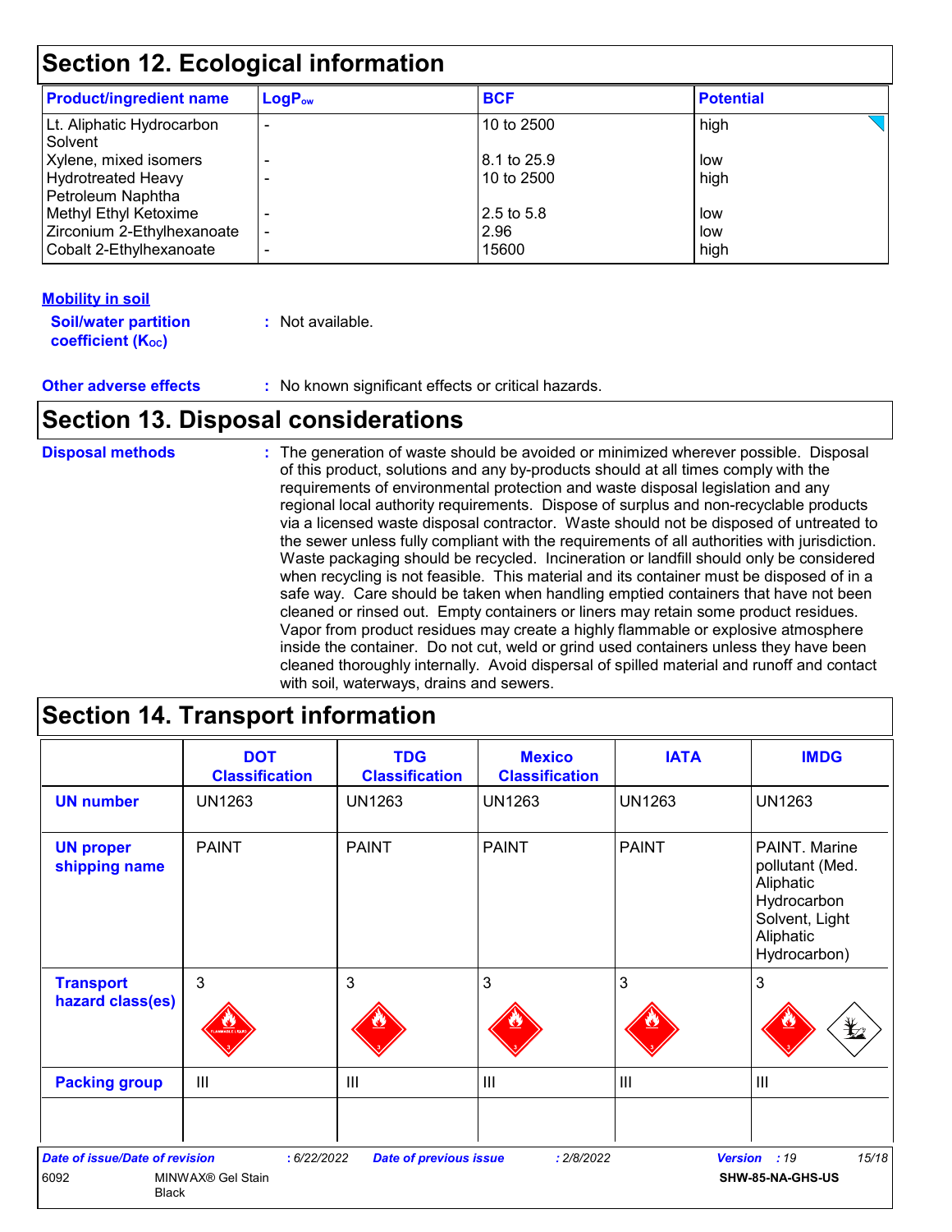## Section 12. Ecological information

| Product/ingredient name | $LogP_{ow}$ | BCF | Potential |
|---|---|---|---|
| Lt. Aliphatic Hydrocarbon Solvent | - | 10 to 2500 | high |
| Xylene, mixed isomers | - | 8.1 to 25.9 | low |
| Hydrotreated Heavy Petroleum Naphtha | - | 10 to 2500 | high |
| Methyl Ethyl Ketoxime | - | 2.5 to 5.8 | low |
| Zirconium 2-Ethylhexanoate | - | 2.96 | low |
| Cobalt 2-Ethylhexanoate | - | 15600 | high |

**Mobility in soil**

**Soil/water partition coefficient ($K_{OC}$)** : Not available.

**Other adverse effects** : No known significant effects or critical hazards.

## Section 13. Disposal considerations

**Disposal methods** : The generation of waste should be avoided or minimized wherever possible. Disposal of this product, solutions and any by-products should at all times comply with the requirements of environmental protection and waste disposal legislation and any regional local authority requirements. Dispose of surplus and non-recyclable products via a licensed waste disposal contractor. Waste should not be disposed of untreated to the sewer unless fully compliant with the requirements of all authorities with jurisdiction. Waste packaging should be recycled. Incineration or landfill should only be considered when recycling is not feasible. This material and its container must be disposed of in a safe way. Care should be taken when handling emptied containers that have not been cleaned or rinsed out. Empty containers or liners may retain some product residues. Vapor from product residues may create a highly flammable or explosive atmosphere inside the container. Do not cut, weld or grind used containers unless they have been cleaned thoroughly internally. Avoid dispersal of spilled material and runoff and contact with soil, waterways, drains and sewers.

## Section 14. Transport information

| | DOT Classification | TDG Classification | Mexico Classification | IATA | IMDG |
|---|---|---|---|---|---|
| **UN number** | UN1263 | UN1263 | UN1263 | UN1263 | UN1263 |
| **UN proper shipping name** | PAINT | PAINT | PAINT | PAINT | PAINT. Marine pollutant (Med. Aliphatic Hydrocarbon Solvent, Light Aliphatic Hydrocarbon) |
| **Transport hazard class(es)** | 3 | 3 | 3 | 3 | 3 |
| **Packing group** | III | III | III | III | III |
| | | | | | |

Date of issue/Date of revision : 6/22/2022 Date of previous issue : 2/8/2022 Version : 19

6092 MINWAX® Gel Stain Black SHW-85-NA-GHS-US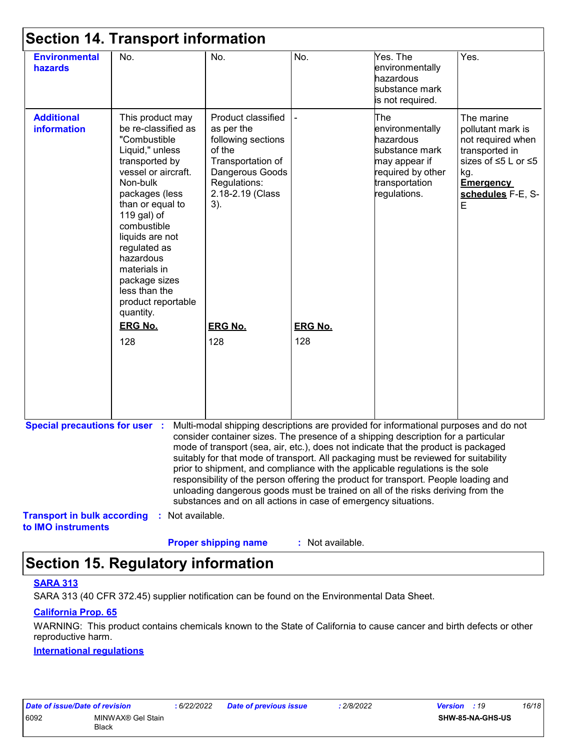## Section 14. Transport information

| | | | | | |
|---|---|---|---|---|---|
| **Environmental hazards** | No. | No. | No. | Yes. The environmentally hazardous substance mark is not required. | Yes. |
| **Additional information** | This product may be re-classified as "Combustible Liquid," unless transported by vessel or aircraft. Non-bulk packages (less than or equal to 119 gal) of combustible liquids are not regulated as hazardous materials in package sizes less than the product reportable quantity.<br>**ERG No.**<br>128 | Product classified as per the following sections of the Transportation of Dangerous Goods Regulations: 2.18-2.19 (Class 3).<br>**ERG No.**<br>128 | -<br>**ERG No.**<br>128 | The environmentally hazardous substance mark may appear if required by other transportation regulations. | The marine pollutant mark is not required when transported in sizes of ≤5 L or ≤5 kg.<br>**Emergency schedules** F-E, S-E |

**Special precautions for user** : Multi-modal shipping descriptions are provided for informational purposes and do not consider container sizes. The presence of a shipping description for a particular mode of transport (sea, air, etc.), does not indicate that the product is packaged suitably for that mode of transport. All packaging must be reviewed for suitability prior to shipment, and compliance with the applicable regulations is the sole responsibility of the person offering the product for transport. People loading and unloading dangerous goods must be trained on all of the risks deriving from the substances and on all actions in case of emergency situations.

**Transport in bulk according to IMO instruments** : Not available.

**Proper shipping name** : Not available.

## Section 15. Regulatory information

**SARA 313**

SARA 313 (40 CFR 372.45) supplier notification can be found on the Environmental Data Sheet.

**California Prop. 65**

WARNING: This product contains chemicals known to the State of California to cause cancer and birth defects or other reproductive harm.

**International regulations**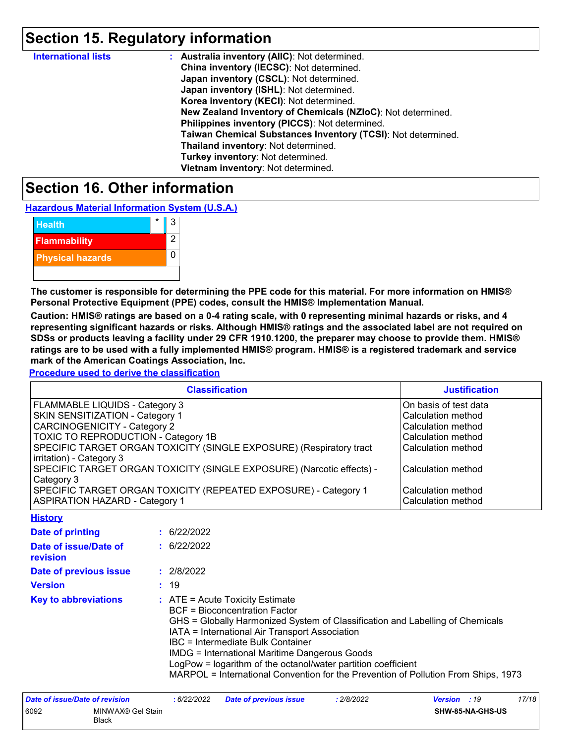## Section 15. Regulatory information

**International lists** : **Australia inventory (AIIC)**: Not determined.
**China inventory (IECSC)**: Not determined.
**Japan inventory (CSCL)**: Not determined.
**Japan inventory (ISHL)**: Not determined.
**Korea inventory (KECI)**: Not determined.
**New Zealand Inventory of Chemicals (NZIoC)**: Not determined.
**Philippines inventory (PICCS)**: Not determined.
**Taiwan Chemical Substances Inventory (TCSI)**: Not determined.
**Thailand inventory**: Not determined.
**Turkey inventory**: Not determined.
**Vietnam inventory**: Not determined.

## Section 16. Other information

**Hazardous Material Information System (U.S.A.)**

| | | |
|---|---|---|
| Health | * | 3 |
| Flammability | | 2 |
| Physical hazards | | 0 |
| | | |

**The customer is responsible for determining the PPE code for this material. For more information on HMIS® Personal Protective Equipment (PPE) codes, consult the HMIS® Implementation Manual.**

**Caution: HMIS® ratings are based on a 0-4 rating scale, with 0 representing minimal hazards or risks, and 4 representing significant hazards or risks. Although HMIS® ratings and the associated label are not required on SDSs or products leaving a facility under 29 CFR 1910.1200, the preparer may choose to provide them. HMIS® ratings are to be used with a fully implemented HMIS® program. HMIS® is a registered trademark and service mark of the American Coatings Association, Inc.**

**Procedure used to derive the classification**

| Classification | Justification |
|---|---|
| FLAMMABLE LIQUIDS - Category 3 | On basis of test data |
| SKIN SENSITIZATION - Category 1 | Calculation method |
| CARCINOGENICITY - Category 2 | Calculation method |
| TOXIC TO REPRODUCTION - Category 1B | Calculation method |
| SPECIFIC TARGET ORGAN TOXICITY (SINGLE EXPOSURE) (Respiratory tract irritation) - Category 3 | Calculation method |
| SPECIFIC TARGET ORGAN TOXICITY (SINGLE EXPOSURE) (Narcotic effects) - Category 3 | Calculation method |
| SPECIFIC TARGET ORGAN TOXICITY (REPEATED EXPOSURE) - Category 1 | Calculation method |
| ASPIRATION HAZARD - Category 1 | Calculation method |

**History**

**Date of printing** : 6/22/2022

**Date of issue/Date of revision** : 6/22/2022

**Date of previous issue** : 2/8/2022

**Version** : 19

**Key to abbreviations** : ATE = Acute Toxicity Estimate
BCF = Bioconcentration Factor
GHS = Globally Harmonized System of Classification and Labelling of Chemicals
IATA = International Air Transport Association
IBC = Intermediate Bulk Container
IMDG = International Maritime Dangerous Goods
LogPow = logarithm of the octanol/water partition coefficient
MARPOL = International Convention for the Prevention of Pollution From Ships, 1973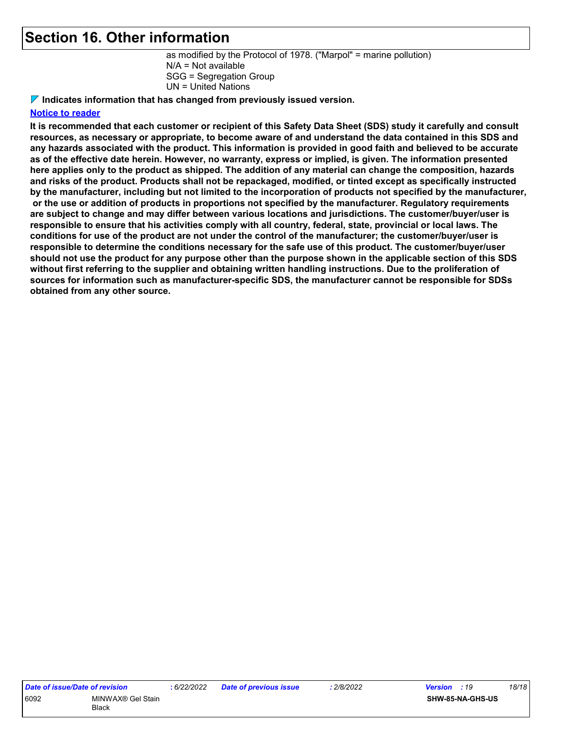# Section 16. Other information

as modified by the Protocol of 1978. ("Marpol" = marine pollution)
N/A = Not available
SGG = Segregation Group
UN = United Nations

**Indicates information that has changed from previously issued version.**

**Notice to reader**

**It is recommended that each customer or recipient of this Safety Data Sheet (SDS) study it carefully and consult resources, as necessary or appropriate, to become aware of and understand the data contained in this SDS and any hazards associated with the product. This information is provided in good faith and believed to be accurate as of the effective date herein. However, no warranty, express or implied, is given. The information presented here applies only to the product as shipped. The addition of any material can change the composition, hazards and risks of the product. Products shall not be repackaged, modified, or tinted except as specifically instructed by the manufacturer, including but not limited to the incorporation of products not specified by the manufacturer, or the use or addition of products in proportions not specified by the manufacturer. Regulatory requirements are subject to change and may differ between various locations and jurisdictions. The customer/buyer/user is responsible to ensure that his activities comply with all country, federal, state, provincial or local laws. The conditions for use of the product are not under the control of the manufacturer; the customer/buyer/user is responsible to determine the conditions necessary for the safe use of this product. The customer/buyer/user should not use the product for any purpose other than the purpose shown in the applicable section of this SDS without first referring to the supplier and obtaining written handling instructions. Due to the proliferation of sources for information such as manufacturer-specific SDS, the manufacturer cannot be responsible for SDSs obtained from any other source.**